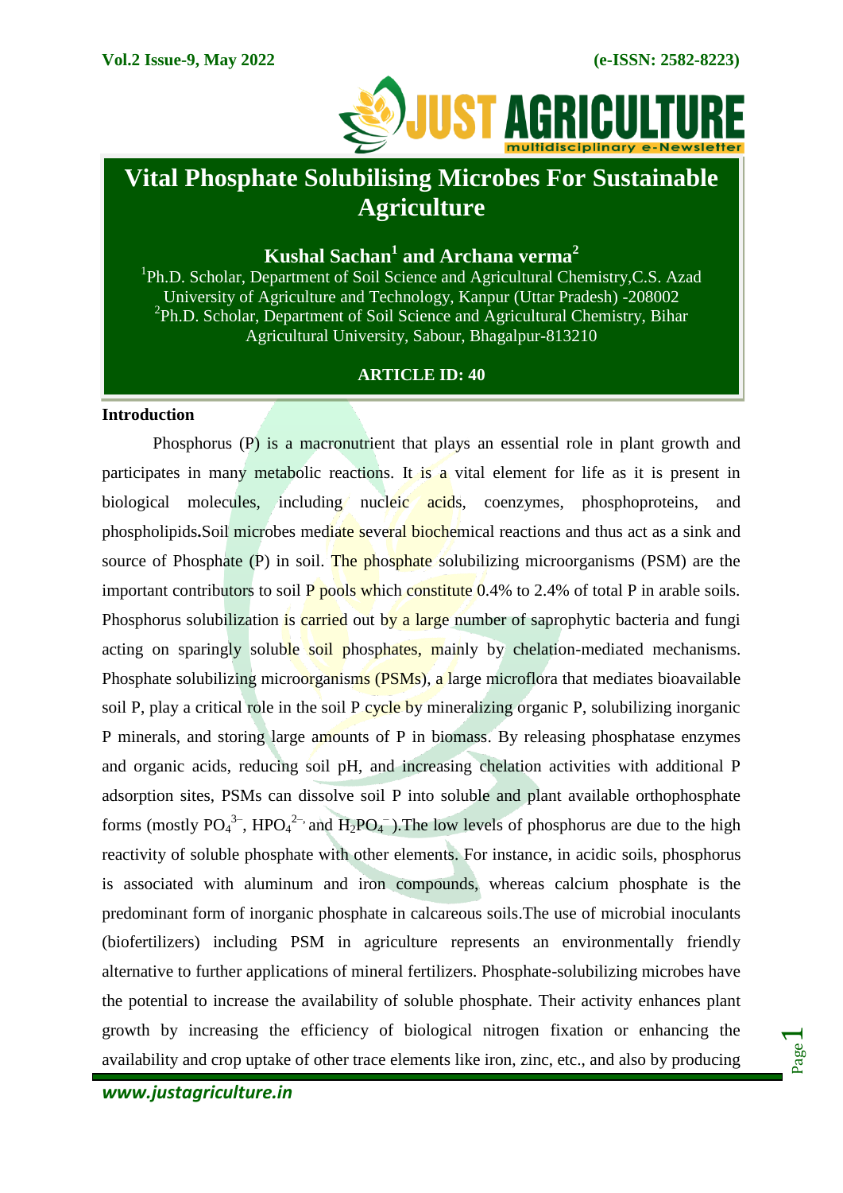# Vital Phosphate Solubilising Microbes For Sustainable Agriculture

**Kushal Sachan[1] and Archana verma[2]**

[1]Ph.D. Scholar, Department of Soil Science and Agricultural Chemistry,C.S. Azad University of Agriculture and Technology, Kanpur (Uttar Pradesh) -208002
[2]Ph.D. Scholar, Department of Soil Science and Agricultural Chemistry, Bihar Agricultural University, Sabour, Bhagalpur-813210

**ARTICLE ID: 40**

## Introduction

Phosphorus (P) is a macronutrient that plays an essential role in plant growth and participates in many metabolic reactions. It is a vital element for life as it is present in biological molecules, including nucleic acids, coenzymes, phosphoproteins, and phospholipids**.**Soil microbes mediate several biochemical reactions and thus act as a sink and source of Phosphate (P) in soil. The phosphate solubilizing microorganisms (PSM) are the important contributors to soil P pools which constitute 0.4% to 2.4% of total P in arable soils. Phosphorus solubilization is carried out by a large number of saprophytic bacteria and fungi acting on sparingly soluble soil phosphates, mainly by chelation-mediated mechanisms. Phosphate solubilizing microorganisms (PSMs), a large microflora that mediates bioavailable soil P, play a critical role in the soil P cycle by mineralizing organic P, solubilizing inorganic P minerals, and storing large amounts of P in biomass. By releasing phosphatase enzymes and organic acids, reducing soil pH, and increasing chelation activities with additional P adsorption sites, PSMs can dissolve soil P into soluble and plant available orthophosphate forms (mostly $PO_4^{3-}$, $HPO_4^{2-}$, and $H_2PO_4^{-}$).The low levels of phosphorus are due to the high reactivity of soluble phosphate with other elements. For instance, in acidic soils, phosphorus is associated with aluminum and iron compounds, whereas calcium phosphate is the predominant form of inorganic phosphate in calcareous soils.The use of microbial inoculants (biofertilizers) including PSM in agriculture represents an environmentally friendly alternative to further applications of mineral fertilizers. Phosphate-solubilizing microbes have the potential to increase the availability of soluble phosphate. Their activity enhances plant growth by increasing the efficiency of biological nitrogen fixation or enhancing the availability and crop uptake of other trace elements like iron, zinc, etc., and also by producing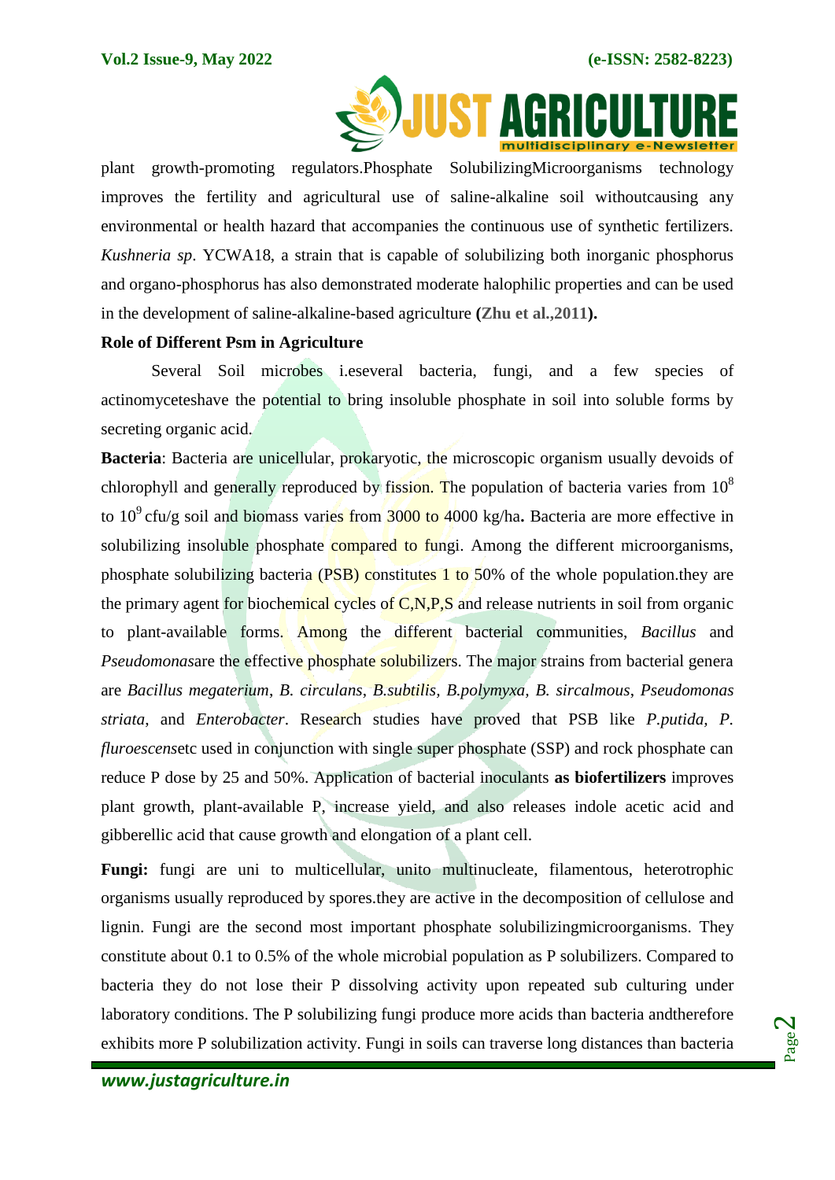plant growth-promoting regulators.Phosphate SolubilizingMicroorganisms technology improves the fertility and agricultural use of saline-alkaline soil withoutcausing any environmental or health hazard that accompanies the continuous use of synthetic fertilizers. *Kushneria sp*. YCWA18, a strain that is capable of solubilizing both inorganic phosphorus and organo-phosphorus has also demonstrated moderate halophilic properties and can be used in the development of saline-alkaline-based agriculture **(Zhu et al.,2011).**

**Role of Different Psm in Agriculture**

Several Soil microbes i.eseveral bacteria, fungi, and a few species of actinomyceteshave the potential to bring insoluble phosphate in soil into soluble forms by secreting organic acid.

**Bacteria**: Bacteria are unicellular, prokaryotic, the microscopic organism usually devoids of chlorophyll and generally reproduced by fission. The population of bacteria varies from $10^8$ to $10^9$ cfu/g soil and biomass varies from 3000 to 4000 kg/ha**.** Bacteria are more effective in solubilizing insoluble phosphate compared to fungi. Among the different microorganisms, phosphate solubilizing bacteria (PSB) constitutes 1 to 50% of the whole population.they are the primary agent for biochemical cycles of C,N,P,S and release nutrients in soil from organic to plant-available forms. Among the different bacterial communities, *Bacillus* and *Pseudomonas*are the effective phosphate solubilizers. The major strains from bacterial genera are *Bacillus megaterium*, *B. circulans*, *B.subtilis*, *B.polymyxa*, *B. sircalmous*, *Pseudomonas striata*, and *Enterobacter*. Research studies have proved that PSB like *P.putida*, *P. fluroescens*etc used in conjunction with single super phosphate (SSP) and rock phosphate can reduce P dose by 25 and 50%. Application of bacterial inoculants **as biofertilizers** improves plant growth, plant-available P, increase yield, and also releases indole acetic acid and gibberellic acid that cause growth and elongation of a plant cell.

**Fungi:** fungi are uni to multicellular, unito multinucleate, filamentous, heterotrophic organisms usually reproduced by spores.they are active in the decomposition of cellulose and lignin. Fungi are the second most important phosphate solubilizingmicroorganisms. They constitute about 0.1 to 0.5% of the whole microbial population as P solubilizers. Compared to bacteria they do not lose their P dissolving activity upon repeated sub culturing under laboratory conditions. The P solubilizing fungi produce more acids than bacteria andtherefore exhibits more P solubilization activity. Fungi in soils can traverse long distances than bacteria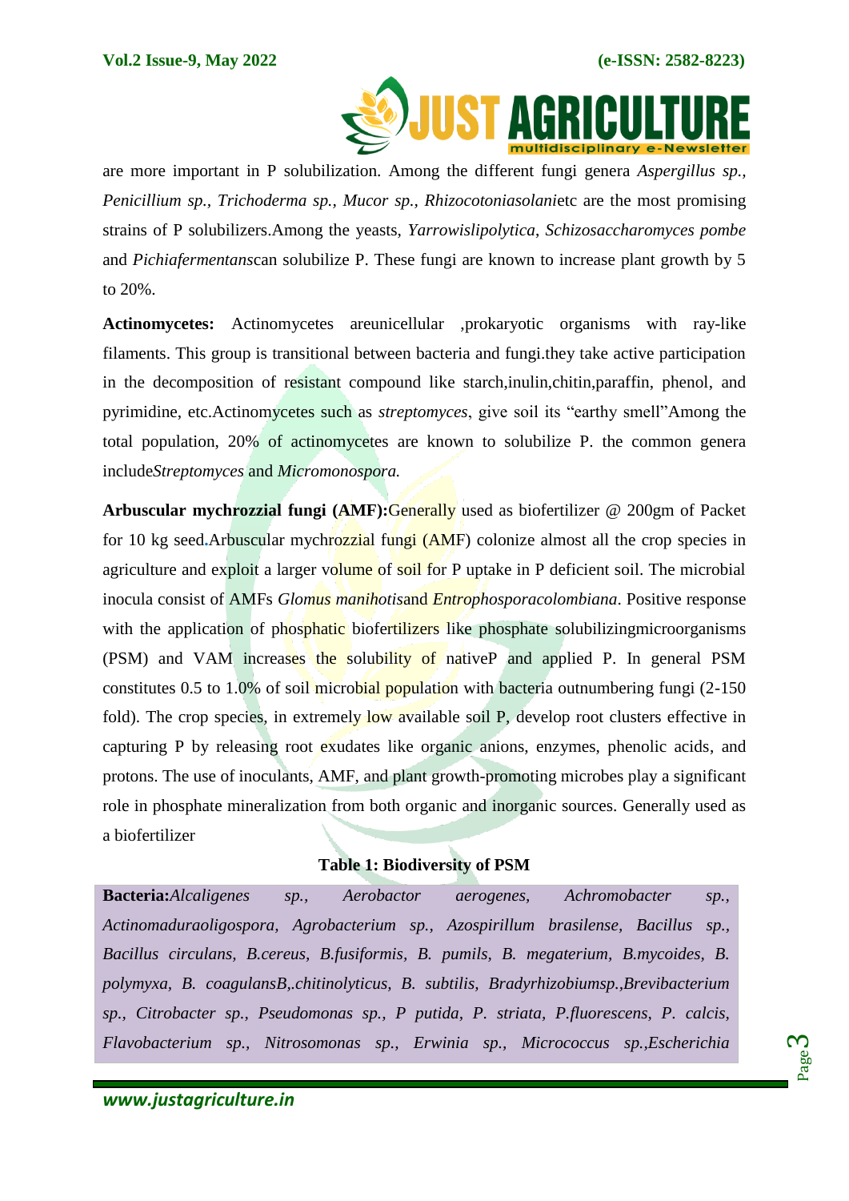are more important in P solubilization. Among the different fungi genera *Aspergillus sp., Penicillium sp., Trichoderma sp., Mucor sp., Rhizocotoniasolani*etc are the most promising strains of P solubilizers.Among the yeasts, *Yarrowislipolytica*, *Schizosaccharomyces pombe* and *Pichiafermentans*can solubilize P. These fungi are known to increase plant growth by 5 to 20%.

**Actinomycetes:** Actinomycetes areunicellular ,prokaryotic organisms with ray-like filaments. This group is transitional between bacteria and fungi.they take active participation in the decomposition of resistant compound like starch,inulin,chitin,paraffin, phenol, and pyrimidine, etc.Actinomycetes such as *streptomyces*, give soil its "earthy smell"Among the total population, 20% of actinomycetes are known to solubilize P. the common genera include*Streptomyces* and *Micromonospora.*

**Arbuscular mychrozzial fungi (AMF):**Generally used as biofertilizer @ 200gm of Packet for 10 kg seed.Arbuscular mychrozzial fungi (AMF) colonize almost all the crop species in agriculture and exploit a larger volume of soil for P uptake in P deficient soil. The microbial inocula consist of AMFs *Glomus manihotis*and *Entrophosporacolombiana*. Positive response with the application of phosphatic biofertilizers like phosphate solubilizingmicroorganisms (PSM) and VAM increases the solubility of nativeP and applied P. In general PSM constitutes 0.5 to 1.0% of soil microbial population with bacteria outnumbering fungi (2-150 fold). The crop species, in extremely low available soil P, develop root clusters effective in capturing P by releasing root exudates like organic anions, enzymes, phenolic acids, and protons. The use of inoculants, AMF, and plant growth-promoting microbes play a significant role in phosphate mineralization from both organic and inorganic sources. Generally used as a biofertilizer

**Table 1: Biodiversity of PSM**

| |
|---|
| **Bacteria:***Alcaligenes sp., Aerobactor aerogenes, Achromobacter sp., Actinomaduraoligospora, Agrobacterium sp., Azospirillum brasilense, Bacillus sp., Bacillus circulans, B.cereus, B.fusiformis, B. pumils, B. megaterium, B.mycoides, B. polymyxa, B. coagulansB,.chitinolyticus, B. subtilis, Bradyrhizobiumsp.,Brevibacterium sp., Citrobacter sp., Pseudomonas sp., P putida, P. striata, P.fluorescens, P. calcis, Flavobacterium sp., Nitrosomonas sp., Erwinia sp., Micrococcus sp.,Escherichia* |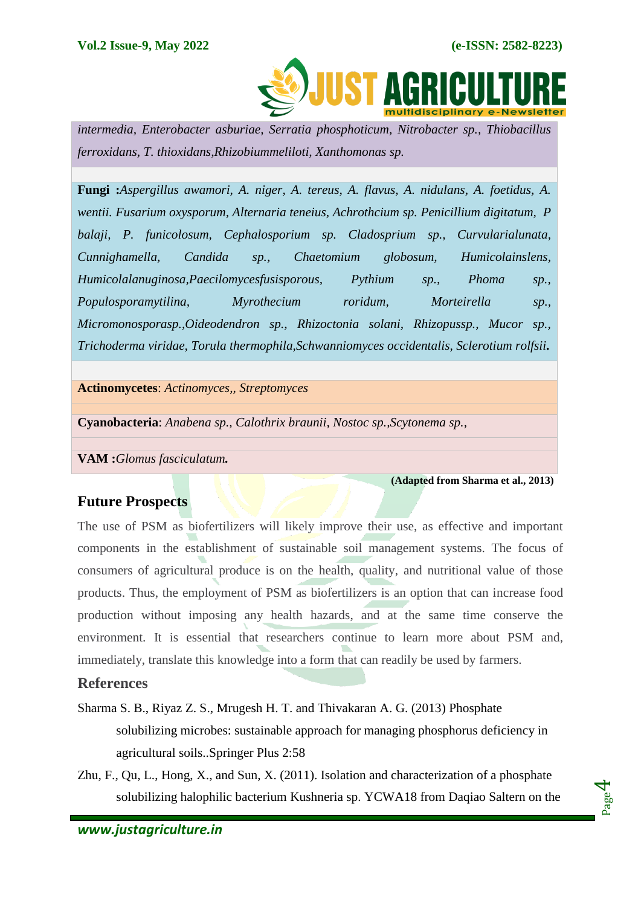| |
|---|
| *intermedia, Enterobacter asburiae, Serratia phosphoticum, Nitrobacter sp., Thiobacillus ferroxidans, T. thioxidans,Rhizobiummeliloti, Xanthomonas sp.* |
| |
| **Fungi :***Aspergillus awamori, A. niger, A. tereus, A. flavus, A. nidulans, A. foetidus, A. wentii. Fusarium oxysporum, Alternaria teneius, Achrothcium sp. Penicillium digitatum, P balaji, P. funicolosum, Cephalosporium sp. Cladosprium sp., Curvularialunata, Cunnighamella, Candida sp., Chaetomium globosum, Humicolainslens, Humicolalanuginosa,Paecilomycesfusisporous, Pythium sp., Phoma sp., Populosporamytilina, Myrothecium roridum, Morteirella sp., Micromonosporasp.,Oideodendron sp., Rhizoctonia solani, Rhizopussp., Mucor sp., Trichoderma viridae, Torula thermophila,Schwanniomyces occidentalis, Sclerotium rolfsii.* |
| |
| **Actinomycetes**: *Actinomyces,, Streptomyces* |
| |
| **Cyanobacteria**: *Anabena sp., Calothrix braunii, Nostoc sp.,Scytonema sp.,* |
| |
| **VAM :***Glomus fasciculatum.* |

**(Adapted from Sharma et al., 2013)**

## Future Prospects

The use of PSM as biofertilizers will likely improve their use, as effective and important components in the establishment of sustainable soil management systems. The focus of consumers of agricultural produce is on the health, quality, and nutritional value of those products. Thus, the employment of PSM as biofertilizers is an option that can increase food production without imposing any health hazards, and at the same time conserve the environment. It is essential that researchers continue to learn more about PSM and, immediately, translate this knowledge into a form that can readily be used by farmers.

## References

Sharma S. B., Riyaz Z. S., Mrugesh H. T. and Thivakaran A. G. (2013) Phosphate solubilizing microbes: sustainable approach for managing phosphorus deficiency in agricultural soils..Springer Plus 2:58

Zhu, F., Qu, L., Hong, X., and Sun, X. (2011). Isolation and characterization of a phosphate solubilizing halophilic bacterium Kushneria sp. YCWA18 from Daqiao Saltern on the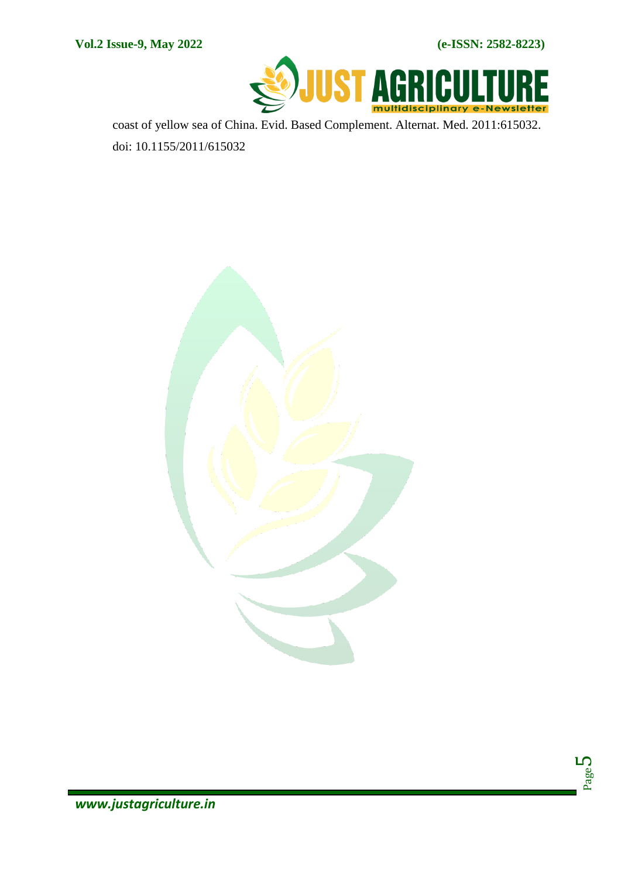coast of yellow sea of China. Evid. Based Complement. Alternat. Med. 2011:615032. doi: 10.1155/2011/615032